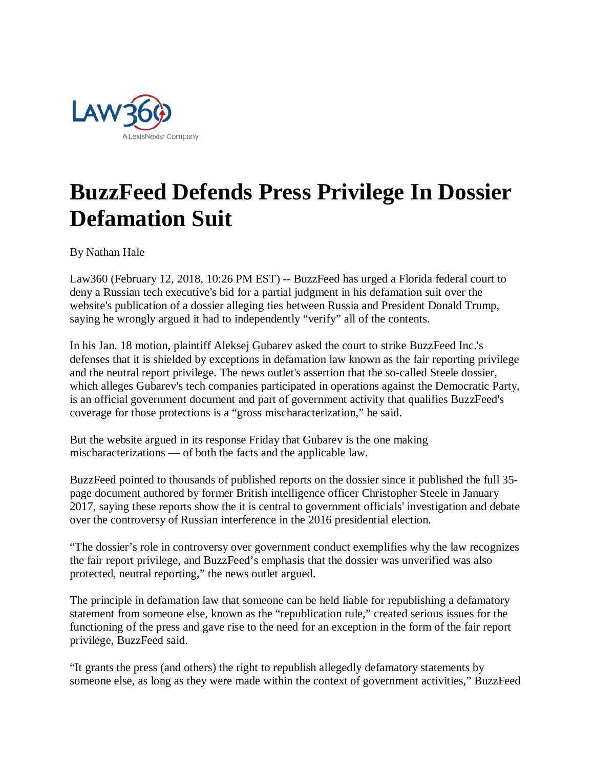# BuzzFeed Defends Press Privilege In Dossier Defamation Suit

By Nathan Hale

Law360 (February 12, 2018, 10:26 PM EST) -- BuzzFeed has urged a Florida federal court to deny a Russian tech executive's bid for a partial judgment in his defamation suit over the website's publication of a dossier alleging ties between Russia and President Donald Trump, saying he wrongly argued it had to independently "verify" all of the contents.

In his Jan. 18 motion, plaintiff Aleksej Gubarev asked the court to strike BuzzFeed Inc.'s defenses that it is shielded by exceptions in defamation law known as the fair reporting privilege and the neutral report privilege. The news outlet's assertion that the so-called Steele dossier, which alleges Gubarev's tech companies participated in operations against the Democratic Party, is an official government document and part of government activity that qualifies BuzzFeed's coverage for those protections is a "gross mischaracterization," he said.

But the website argued in its response Friday that Gubarev is the one making mischaracterizations — of both the facts and the applicable law.

BuzzFeed pointed to thousands of published reports on the dossier since it published the full 35-page document authored by former British intelligence officer Christopher Steele in January 2017, saying these reports show the it is central to government officials' investigation and debate over the controversy of Russian interference in the 2016 presidential election.

"The dossier's role in controversy over government conduct exemplifies why the law recognizes the fair report privilege, and BuzzFeed's emphasis that the dossier was unverified was also protected, neutral reporting," the news outlet argued.

The principle in defamation law that someone can be held liable for republishing a defamatory statement from someone else, known as the "republication rule," created serious issues for the functioning of the press and gave rise to the need for an exception in the form of the fair report privilege, BuzzFeed said.

"It grants the press (and others) the right to republish allegedly defamatory statements by someone else, as long as they were made within the context of government activities," BuzzFeed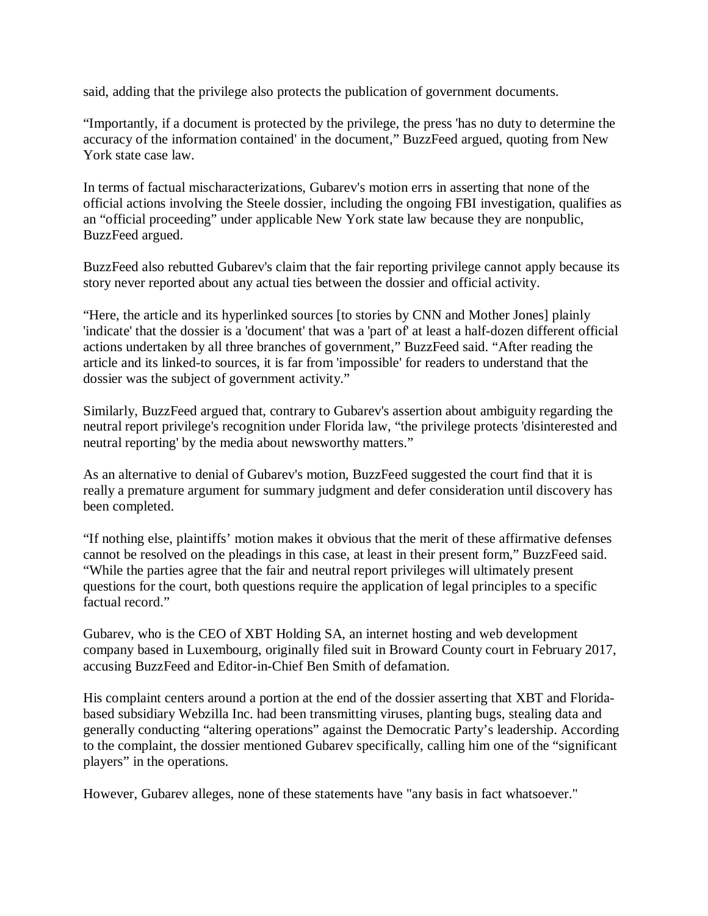said, adding that the privilege also protects the publication of government documents.

“Importantly, if a document is protected by the privilege, the press 'has no duty to determine the accuracy of the information contained' in the document,” BuzzFeed argued, quoting from New York state case law.

In terms of factual mischaracterizations, Gubarev's motion errs in asserting that none of the official actions involving the Steele dossier, including the ongoing FBI investigation, qualifies as an “official proceeding” under applicable New York state law because they are nonpublic, BuzzFeed argued.

BuzzFeed also rebutted Gubarev's claim that the fair reporting privilege cannot apply because its story never reported about any actual ties between the dossier and official activity.

“Here, the article and its hyperlinked sources [to stories by CNN and Mother Jones] plainly 'indicate' that the dossier is a 'document' that was a 'part of' at least a half-dozen different official actions undertaken by all three branches of government,” BuzzFeed said. “After reading the article and its linked-to sources, it is far from 'impossible' for readers to understand that the dossier was the subject of government activity.”

Similarly, BuzzFeed argued that, contrary to Gubarev's assertion about ambiguity regarding the neutral report privilege's recognition under Florida law, “the privilege protects 'disinterested and neutral reporting' by the media about newsworthy matters.”

As an alternative to denial of Gubarev's motion, BuzzFeed suggested the court find that it is really a premature argument for summary judgment and defer consideration until discovery has been completed.

“If nothing else, plaintiffs’ motion makes it obvious that the merit of these affirmative defenses cannot be resolved on the pleadings in this case, at least in their present form,” BuzzFeed said. “While the parties agree that the fair and neutral report privileges will ultimately present questions for the court, both questions require the application of legal principles to a specific factual record.”

Gubarev, who is the CEO of XBT Holding SA, an internet hosting and web development company based in Luxembourg, originally filed suit in Broward County court in February 2017, accusing BuzzFeed and Editor-in-Chief Ben Smith of defamation.

His complaint centers around a portion at the end of the dossier asserting that XBT and Florida-based subsidiary Webzilla Inc. had been transmitting viruses, planting bugs, stealing data and generally conducting “altering operations” against the Democratic Party’s leadership. According to the complaint, the dossier mentioned Gubarev specifically, calling him one of the “significant players” in the operations.

However, Gubarev alleges, none of these statements have "any basis in fact whatsoever."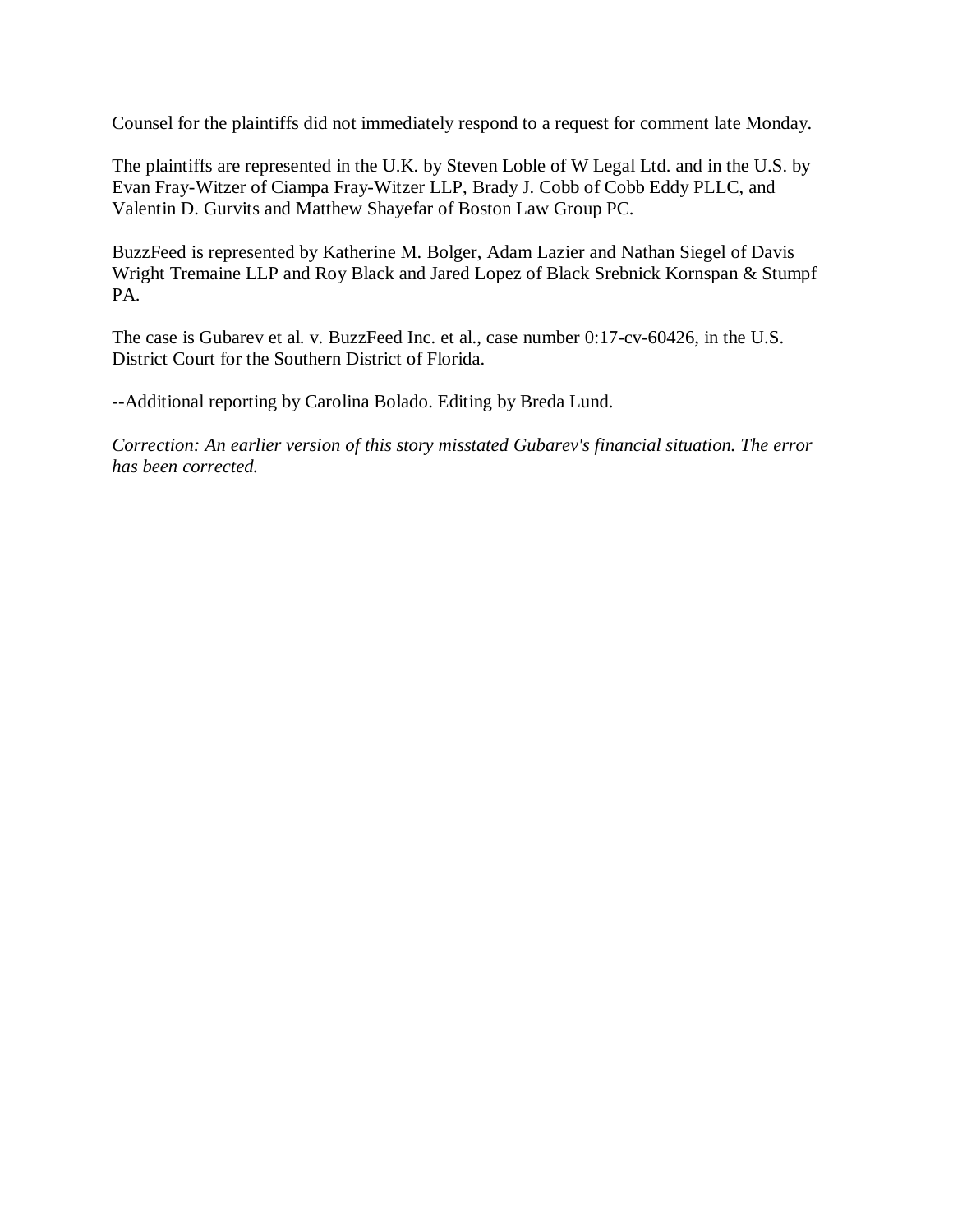Counsel for the plaintiffs did not immediately respond to a request for comment late Monday.

The plaintiffs are represented in the U.K. by Steven Loble of W Legal Ltd. and in the U.S. by Evan Fray-Witzer of Ciampa Fray-Witzer LLP, Brady J. Cobb of Cobb Eddy PLLC, and Valentin D. Gurvits and Matthew Shayefar of Boston Law Group PC.

BuzzFeed is represented by Katherine M. Bolger, Adam Lazier and Nathan Siegel of Davis Wright Tremaine LLP and Roy Black and Jared Lopez of Black Srebnick Kornspan & Stumpf PA.

The case is Gubarev et al. v. BuzzFeed Inc. et al., case number 0:17-cv-60426, in the U.S. District Court for the Southern District of Florida.

--Additional reporting by Carolina Bolado. Editing by Breda Lund.

*Correction: An earlier version of this story misstated Gubarev's financial situation. The error has been corrected.*